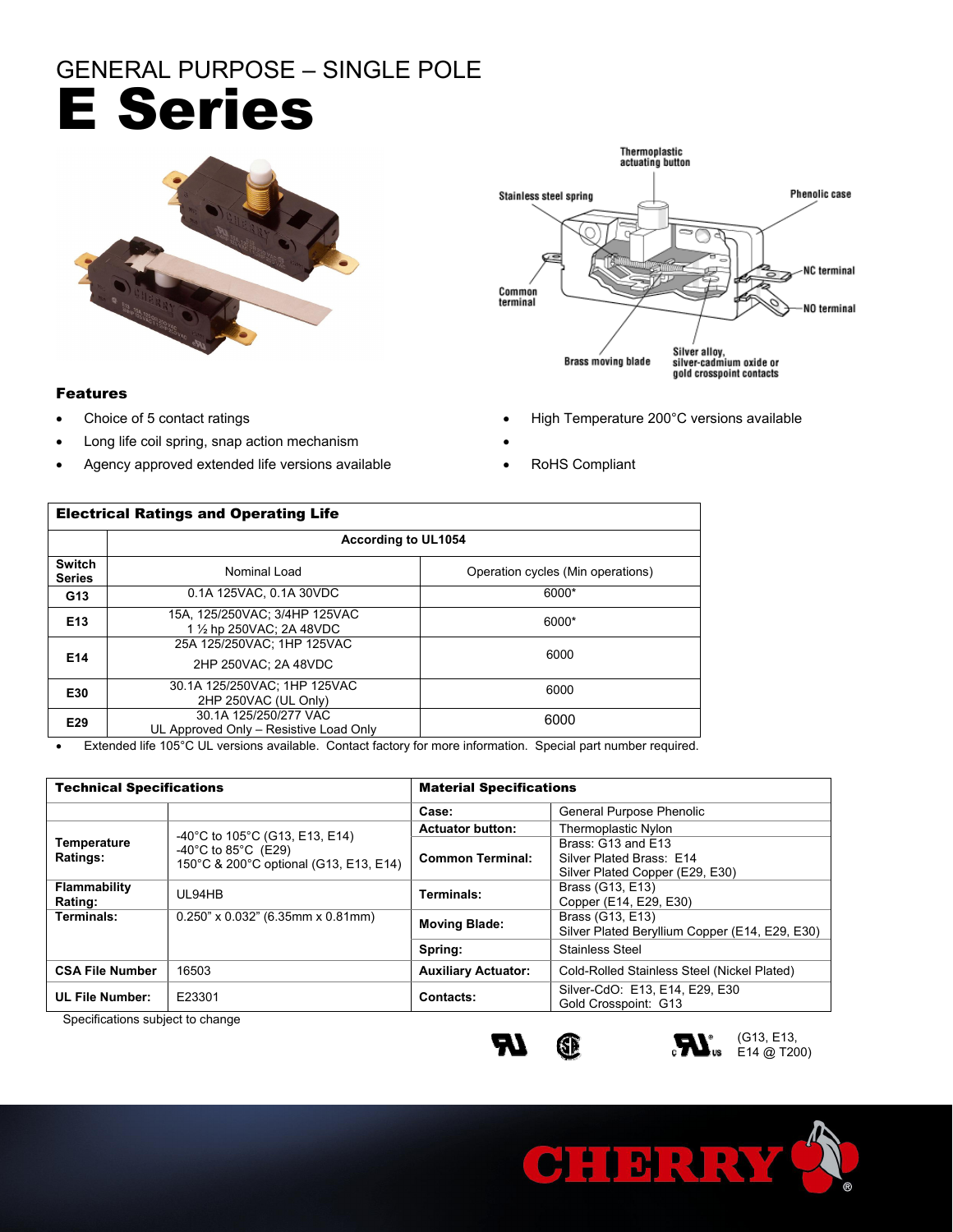GENERAL PURPOSE – SINGLE POLE

# E Series

Thermoplastic actuating button

Stainless steel spring

Phenolic case

Common terminal

NC terminal

NO terminal

Brass moving blade

Silver alloy, silver-cadmium oxide or gold crosspoint contacts

### Features

- Choice of 5 contact ratings
- Long life coil spring, snap action mechanism
- Agency approved extended life versions available
- High Temperature 200°C versions available
- 
- RoHS Compliant

| Electrical Ratings and Operating Life | | |
|---|---|---|
| | According to UL1054 | |
| Switch Series | Nominal Load | Operation cycles (Min operations) |
| G13 | 0.1A 125VAC, 0.1A 30VDC | 6000* |
| E13 | 15A, 125/250VAC; 3/4HP 125VAC<br>1 ½ hp 250VAC; 2A 48VDC | 6000* |
| E14 | 25A 125/250VAC; 1HP 125VAC<br>2HP 250VAC; 2A 48VDC | 6000 |
| E30 | 30.1A 125/250VAC; 1HP 125VAC<br>2HP 250VAC (UL Only) | 6000 |
| E29 | 30.1A 125/250/277 VAC<br>UL Approved Only – Resistive Load Only | 6000 |

- Extended life 105°C UL versions available. Contact factory for more information. Special part number required.

| Technical Specifications | | Material Specifications | |
|---|---|---|---|
| | | Case: | General Purpose Phenolic |
| Temperature Ratings: | -40°C to 105°C (G13, E13, E14)<br>-40°C to 85°C (E29)<br>150°C & 200°C optional (G13, E13, E14) | Actuator button: | Thermoplastic Nylon |
| | | Common Terminal: | Brass: G13 and E13<br>Silver Plated Brass: E14<br>Silver Plated Copper (E29, E30) |
| Flammability Rating: | UL94HB | Terminals: | Brass (G13, E13)<br>Copper (E14, E29, E30) |
| Terminals: | 0.250" x 0.032" (6.35mm x 0.81mm) | Moving Blade: | Brass (G13, E13)<br>Silver Plated Beryllium Copper (E14, E29, E30) |
| | | Spring: | Stainless Steel |
| CSA File Number | 16503 | Auxiliary Actuator: | Cold-Rolled Stainless Steel (Nickel Plated) |
| UL File Number: | E23301 | Contacts: | Silver-CdO: E13, E14, E29, E30<br>Gold Crosspoint: G13 |

Specifications subject to change

(G13, E13, E14 @ T200)

CHERRY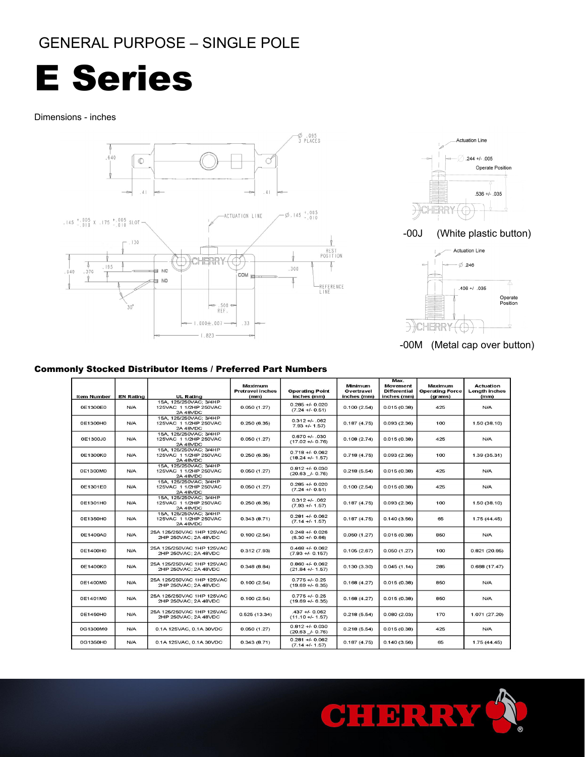GENERAL PURPOSE – SINGLE POLE

# E Series

Dimensions - inches

-00J (White plastic button)

-00M (Metal cap over button)

### Commonly Stocked Distributor Items / Preferred Part Numbers

| Item Number | EN Rating | UL Rating | Maximum Pretravel inches (mm) | Operating Point inches (mm) | Minimum Overtravel inches (mm) | Max. Movement Differential inches (mm) | Maximum Operating Force (grams) | Actuation Length inches (mm) |
|---|---|---|---|---|---|---|---|---|
| 0E1300E0 | N/A | 15A, 125/250VAC; 3/4HP 125VAC 1 1/2HP 250VAC 2A 48VDC | 0.050 (1.27) | 0.285 +/- 0.020 (7.24 +/- 0.51) | 0.100 (2.54) | 0.015 (0.38) | 425 | N/A |
| 0E1300H0 | N/A | 15A, 125/250VAC; 3/4HP 125VAC 1 1/2HP 250VAC 2A 48VDC | 0.250 (6.35) | 0.312 +/- .062 7.93 +/- 1.57) | 0.187 (4.75) | 0.093 (2.36) | 100 | 1.50 (38.10) |
| 0E1300J0 | N/A | 15A, 125/250VAC; 3/4HP 125VAC 1 1/2HP 250VAC 2A 48VDC | 0.050 (1.27) | 0.670 +/- .030 (17.02 +/- 0.76) | 0.108 (2.74) | 0.015 (0.38) | 425 | N/A |
| 0E1300K0 | N/A | 15A, 125/250VAC; 3/4HP 125VAC 1 1/2HP 250VAC 2A 48VDC | 0.250 (6.35) | 0.718 +/- 0.062 (18.24 +/- 1.57) | 0.718 (4.75) | 0.093 (2.36) | 100 | 1.39 (35.31) |
| 0E1300M0 | N/A | 15A, 125/250VAC; 3/4HP 125VAC 1 1/2HP 250VAC 2A 48VDC | 0.050 (1.27) | 0.812 +/- 0.030 (20.63 _/- 0.76) | 0.218 (5.54) | 0.015 (0.38) | 425 | N/A |
| 0E1301E0 | N/A | 15A, 125/250VAC; 3/4HP 125VAC 1 1/2HP 250VAC 2A 48VDC | 0.050 (1.27) | 0.285 +/- 0.020 (7.24 +/- 0.51) | 0.100 (2.54) | 0.015 (0.38) | 425 | N/A |
| 0E1301H0 | N/A | 15A, 125/250VAC; 3/4HP 125VAC 1 1/2HP 250VAC 2A 48VDC | 0.250 (6.35) | 0.312 +/- .062 (7.93 +/- 1.57) | 0.187 (4.75) | 0.093 (2.36) | 100 | 1.50 (38.10) |
| 0E1350H0 | N/A | 15A, 125/250VAC; 3/4HP 125VAC 1 1/2HP 250VAC 2A 48VDC | 0.343 (8.71) | 0.281 +/- 0.062 (7.14 +/- 1.57) | 0.187 (4.75) | 0.140 (3.56) | 65 | 1.75 (44.45) |
| 0E1400A0 | N/A | 25A 125/250VAC 1HP 125VAC 2HP 250VAC; 2A 48VDC | 0.100 (2.54) | 0.248 +/- 0.026 (6.30 +/- 0.66) | 0.050 (1.27) | 0.015 (0.38) | 850 | N/A |
| 0E1400H0 | N/A | 25A 125/250VAC 1HP 125VAC 2HP 250VAC; 2A 48VDC | 0.312 (7.93) | 0.469 +/- 0.062 (7.93 +/- 0.157) | 0.105 (2.67) | 0.050 (1.27) | 100 | 0.821 (20.85) |
| 0E1400K0 | N/A | 25A 125/250VAC 1HP 125VAC 2HP 250VAC; 2A 48VDC | 0.348 (8.84) | 0.860 +/- 0.062 (21.84 +/- 1.57) | 0.130 (3.30) | 0.045 (1.14) | 285 | 0.688 (17.47) |
| 0E1400M0 | N/A | 25A 125/250VAC 1HP 125VAC 2HP 250VAC; 2A 48VDC | 0.100 (2.54) | 0.775 +/- 0.25 (19.69 +/- 6.35) | 0.168 (4.27) | 0.015 (0.38) | 850 | N/A |
| 0E1401M0 | N/A | 25A 125/250VAC 1HP 125VAC 2HP 250VAC; 2A 48VDC | 0.100 (2.54) | 0.775 +/- 0.25 (19.69 +/- 6.35) | 0.168 (4.27) | 0.015 (0.38) | 850 | N/A |
| 0E1450H0 | N/A | 25A 125/250VAC 1HP 125VAC 2HP 250VAC; 2A 48VDC | 0.525 (13.34) | .437 +/- 0.062 (11.10 +/- 1.57) | 0.218 (5.54) | 0.080 (2.03) | 170 | 1.071 (27.20) |
| 0G1300M0 | N/A | 0.1A 125VAC, 0.1A 30VDC | 0.050 (1.27) | 0.812 +/- 0.030 (20.63 _/- 0.76) | 0.218 (5.54) | 0.015 (0.38) | 425 | N/A |
| 0G1350H0 | N/A | 0.1A 125VAC, 0.1A 30VDC | 0.343 (8.71) | 0.281 +/- 0.062 (7.14 +/- 1.57) | 0.187 (4.75) | 0.140 (3.56) | 65 | 1.75 (44.45) |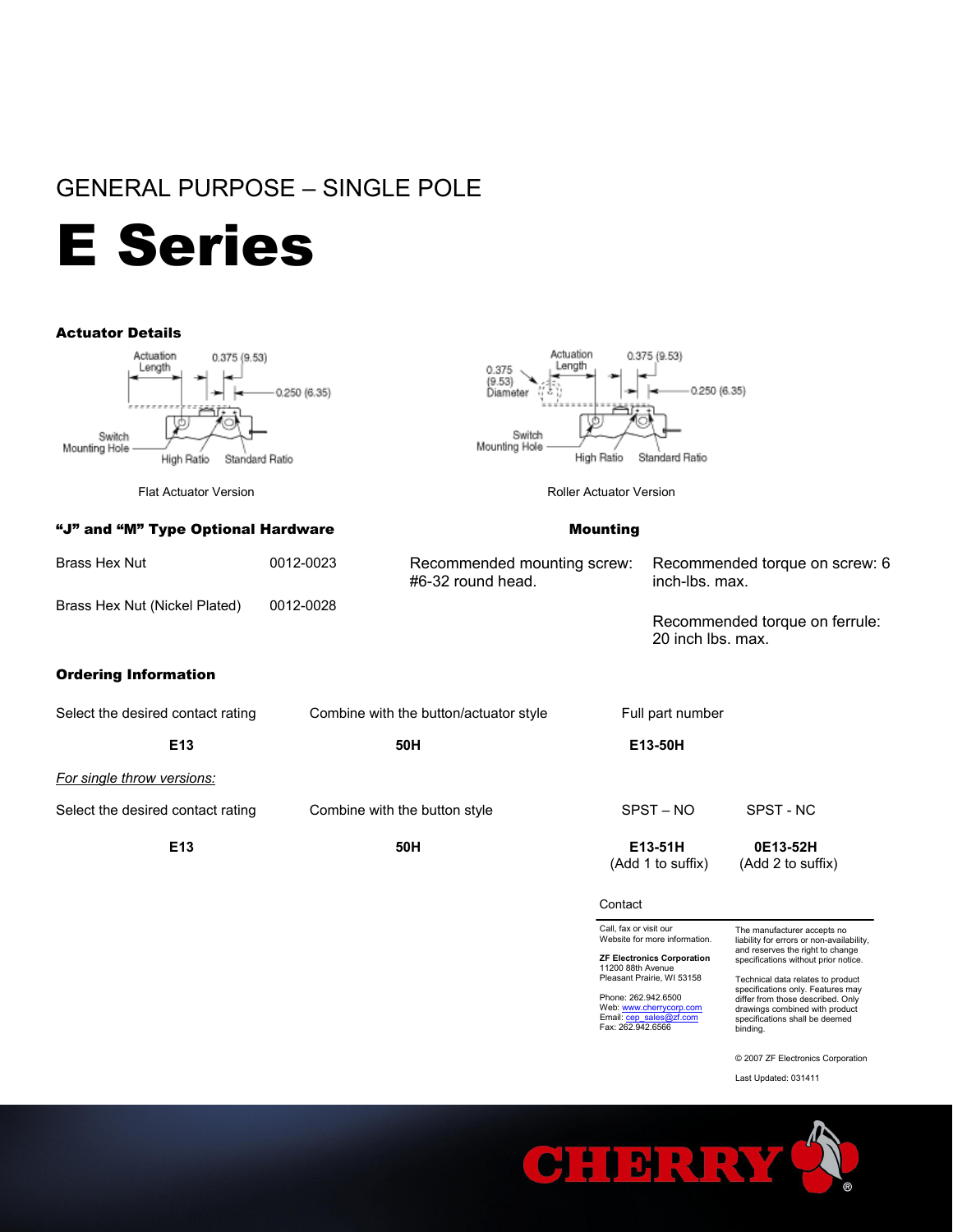GENERAL PURPOSE – SINGLE POLE

# E Series

### Actuator Details

Actuation Length
0.375 (9.53)
0.250 (6.35)
Switch Mounting Hole
High Ratio
Standard Ratio

Flat Actuator Version

0.375 (9.53) Diameter
Actuation Length
0.375 (9.53)
0.250 (6.35)
Switch Mounting Hole
High Ratio
Standard Ratio

Roller Actuator Version

### "J" and "M" Type Optional Hardware

| | |
|---|---|
| Brass Hex Nut | 0012-0023 |
| Brass Hex Nut (Nickel Plated) | 0012-0028 |

### Mounting

Recommended mounting screw: #6-32 round head.

Recommended torque on screw: 6 inch-lbs. max.

Recommended torque on ferrule: 20 inch lbs. max.

### Ordering Information

| Select the desired contact rating | Combine with the button/actuator style | Full part number |
|---|---|---|
| **E13** | **50H** | **E13-50H** |

*For single throw versions:*

| Select the desired contact rating | Combine with the button style | SPST – NO | SPST - NC |
|---|---|---|---|
| **E13** | **50H** | **E13-51H** (Add 1 to suffix) | **0E13-52H** (Add 2 to suffix) |

Contact

Call, fax or visit our Website for more information.

**ZF Electronics Corporation**
11200 88th Avenue
Pleasant Prairie, WI 53158

Phone: 262.942.6500
Web: www.cherrycorp.com
Email: cep_sales@zf.com
Fax: 262.942.6566

The manufacturer accepts no liability for errors or non-availability, and reserves the right to change specifications without prior notice.

Technical data relates to product specifications only. Features may differ from those described. Only drawings combined with product specifications shall be deemed binding.

© 2007 ZF Electronics Corporation

Last Updated: 031411

CHERRY®